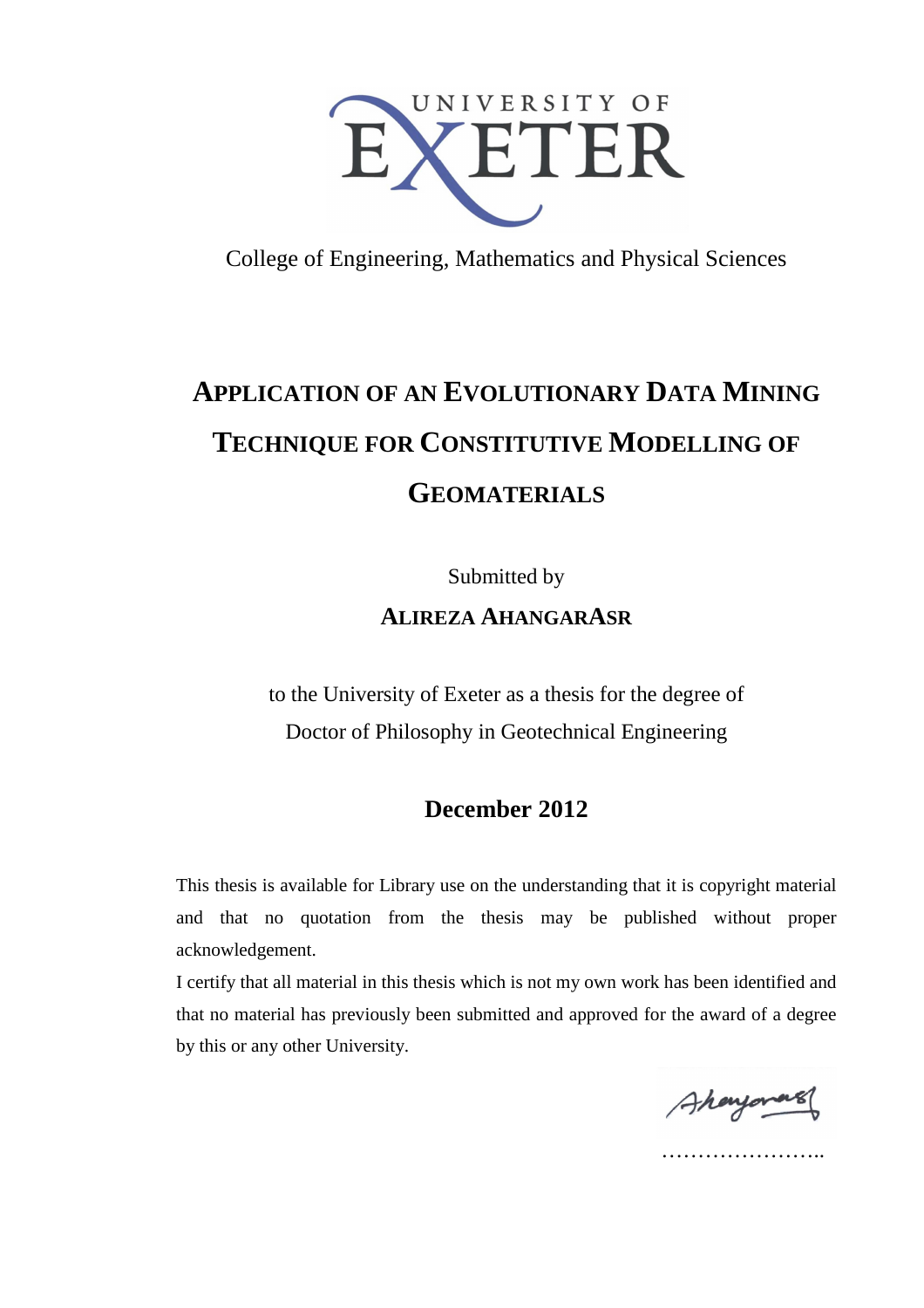UNIVERSITY OF EXETER

College of Engineering, Mathematics and Physical Sciences

# APPLICATION OF AN EVOLUTIONARY DATA MINING TECHNIQUE FOR CONSTITUTIVE MODELLING OF GEOMATERIALS

Submitted by

**ALIREZA AHANGARASR**

to the University of Exeter as a thesis for the degree of
Doctor of Philosophy in Geotechnical Engineering

**December 2012**

This thesis is available for Library use on the understanding that it is copyright material and that no quotation from the thesis may be published without proper acknowledgement.

I certify that all material in this thesis which is not my own work has been identified and that no material has previously been submitted and approved for the award of a degree by this or any other University.

……………………..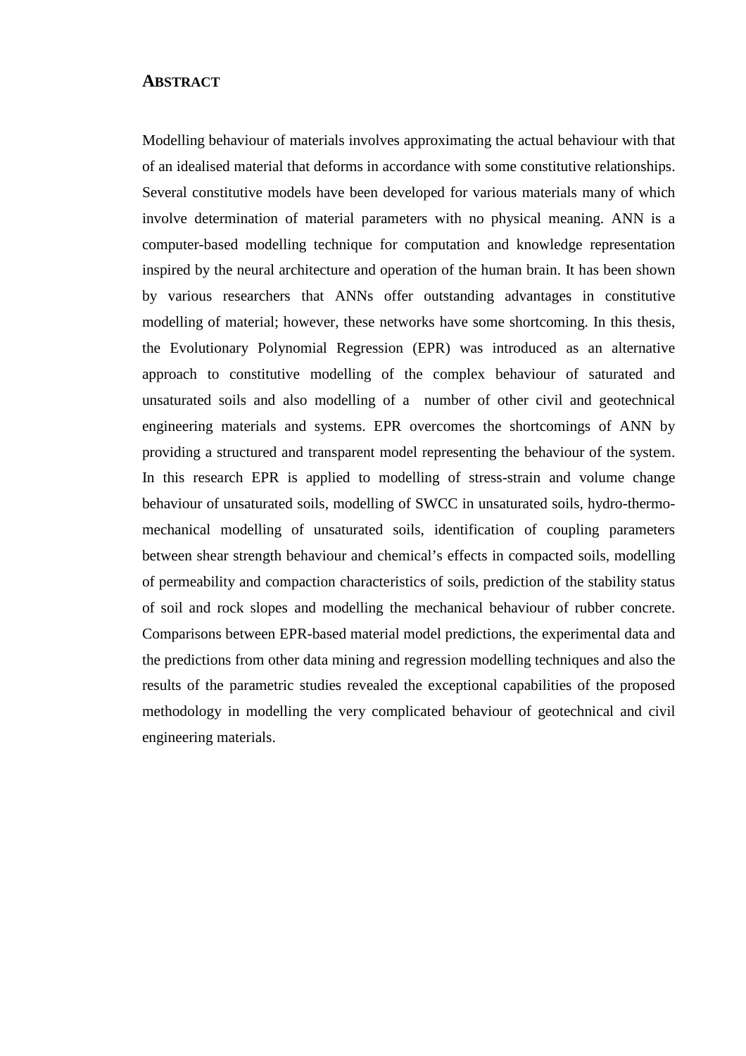## ABSTRACT

Modelling behaviour of materials involves approximating the actual behaviour with that of an idealised material that deforms in accordance with some constitutive relationships. Several constitutive models have been developed for various materials many of which involve determination of material parameters with no physical meaning. ANN is a computer-based modelling technique for computation and knowledge representation inspired by the neural architecture and operation of the human brain. It has been shown by various researchers that ANNs offer outstanding advantages in constitutive modelling of material; however, these networks have some shortcoming. In this thesis, the Evolutionary Polynomial Regression (EPR) was introduced as an alternative approach to constitutive modelling of the complex behaviour of saturated and unsaturated soils and also modelling of a number of other civil and geotechnical engineering materials and systems. EPR overcomes the shortcomings of ANN by providing a structured and transparent model representing the behaviour of the system. In this research EPR is applied to modelling of stress-strain and volume change behaviour of unsaturated soils, modelling of SWCC in unsaturated soils, hydro-thermo-mechanical modelling of unsaturated soils, identification of coupling parameters between shear strength behaviour and chemical's effects in compacted soils, modelling of permeability and compaction characteristics of soils, prediction of the stability status of soil and rock slopes and modelling the mechanical behaviour of rubber concrete. Comparisons between EPR-based material model predictions, the experimental data and the predictions from other data mining and regression modelling techniques and also the results of the parametric studies revealed the exceptional capabilities of the proposed methodology in modelling the very complicated behaviour of geotechnical and civil engineering materials.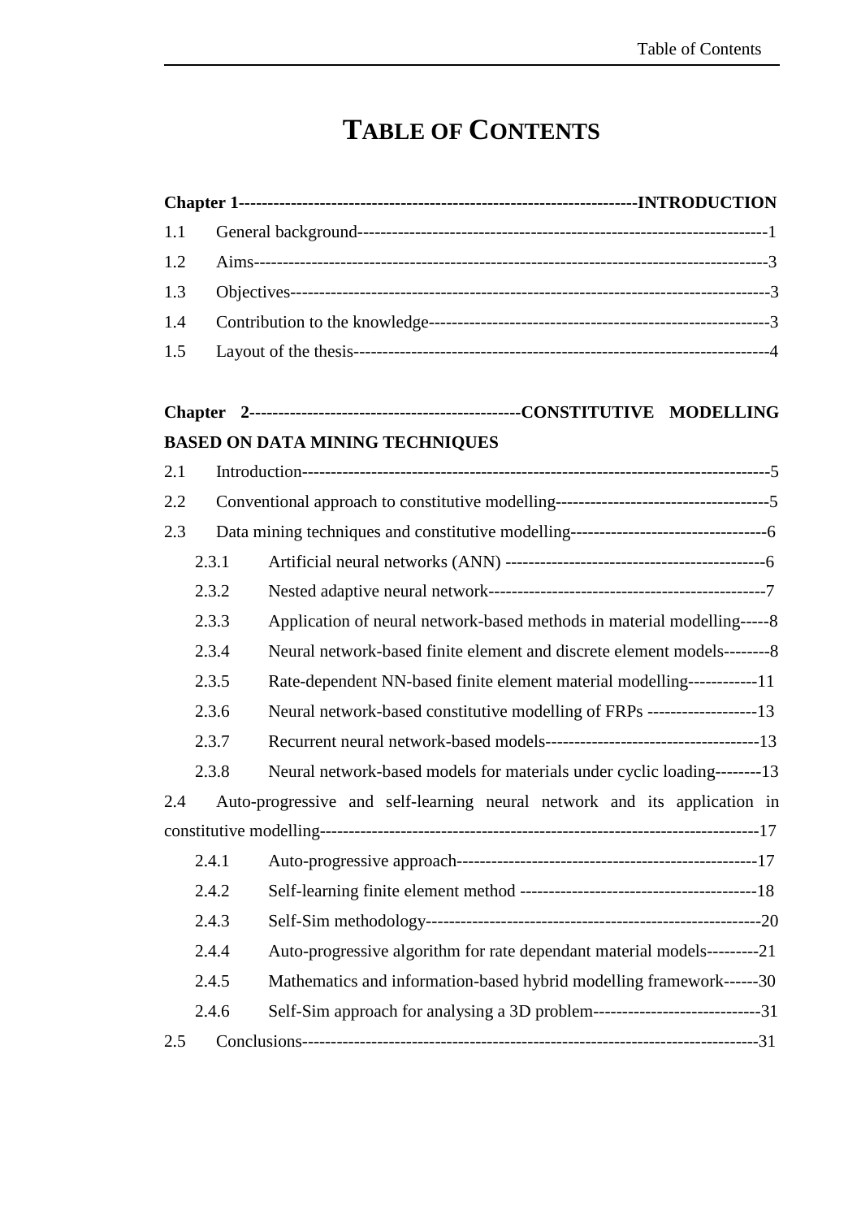# TABLE OF CONTENTS

**Chapter 1--------------------------------------------------------------------INTRODUCTION**

1.1 General background-----------------------------------------------------------------------1

1.2 Aims-------------------------------------------------------------------------------------3

1.3 Objectives-------------------------------------------------------------------------------3

1.4 Contribution to the knowledge----------------------------------------------------------3

1.5 Layout of the thesis----------------------------------------------------------------------4

**Chapter 2-----------------------------------------------CONSTITUTIVE MODELLING BASED ON DATA MINING TECHNIQUES**

2.1 Introduction-----------------------------------------------------------------------------5

2.2 Conventional approach to constitutive modelling-------------------------------------5

2.3 Data mining techniques and constitutive modelling----------------------------------6

2.3.1 Artificial neural networks (ANN) ---------------------------------------------6

2.3.2 Nested adaptive neural network-----------------------------------------------7

2.3.3 Application of neural network-based methods in material modelling-----8

2.3.4 Neural network-based finite element and discrete element models--------8

2.3.5 Rate-dependent NN-based finite element material modelling------------11

2.3.6 Neural network-based constitutive modelling of FRPs -------------------13

2.3.7 Recurrent neural network-based models-------------------------------------13

2.3.8 Neural network-based models for materials under cyclic loading--------13

2.4 Auto-progressive and self-learning neural network and its application in constitutive modelling--------------------------------------------------------------------------17

2.4.1 Auto-progressive approach----------------------------------------------------17

2.4.2 Self-learning finite element method -----------------------------------------18

2.4.3 Self-Sim methodology---------------------------------------------------------20

2.4.4 Auto-progressive algorithm for rate dependant material models---------21

2.4.5 Mathematics and information-based hybrid modelling framework------30

2.4.6 Self-Sim approach for analysing a 3D problem-----------------------------31

2.5 Conclusions-----------------------------------------------------------------------------31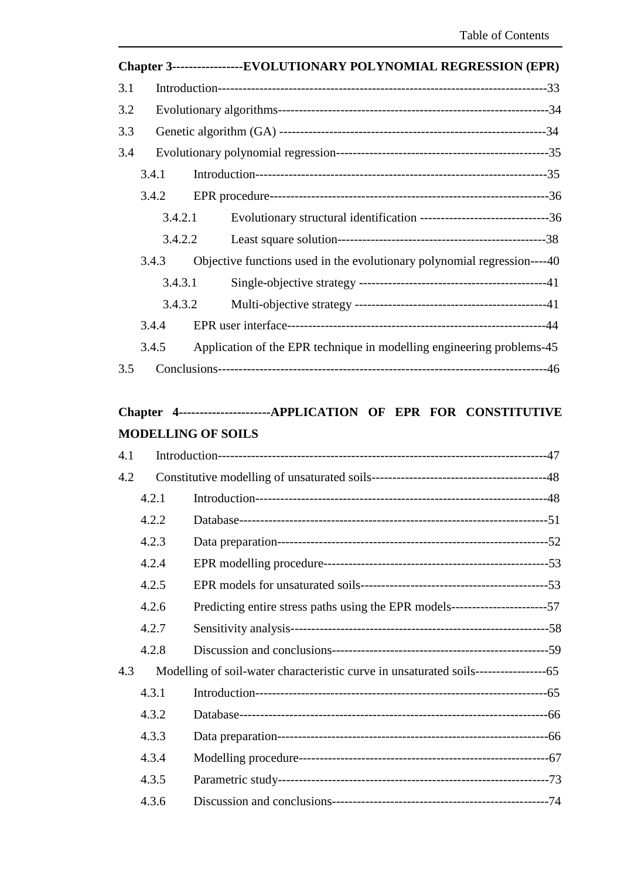**Chapter 3-----------------EVOLUTIONARY POLYNOMIAL REGRESSION (EPR)**

3.1 Introduction---------------------------------------------------------------------------33

3.2 Evolutionary algorithms-----------------------------------------------------------------34

3.3 Genetic algorithm (GA) ---------------------------------------------------------------34

3.4 Evolutionary polynomial regression---------------------------------------------------35

- 3.4.1 Introduction---------------------------------------------------------------------35
- 3.4.2 EPR procedure-------------------------------------------------------------------36
  - 3.4.2.1 Evolutionary structural identification --------------------------------36
  - 3.4.2.2 Least square solution--------------------------------------------------38
- 3.4.3 Objective functions used in the evolutionary polynomial regression----40
  - 3.4.3.1 Single-objective strategy ---------------------------------------------41
  - 3.4.3.2 Multi-objective strategy ----------------------------------------------41
- 3.4.4 EPR user interface---------------------------------------------------------------44
- 3.4.5 Application of the EPR technique in modelling engineering problems-45

3.5 Conclusions-----------------------------------------------------------------------------46

**Chapter 4----------------------APPLICATION OF EPR FOR CONSTITUTIVE MODELLING OF SOILS**

4.1 Introduction---------------------------------------------------------------------------47

4.2 Constitutive modelling of unsaturated soils-------------------------------------------48

- 4.2.1 Introduction---------------------------------------------------------------------48
- 4.2.2 Database-------------------------------------------------------------------------51
- 4.2.3 Data preparation-----------------------------------------------------------------52
- 4.2.4 EPR modelling procedure--------------------------------------------------------53
- 4.2.5 EPR models for unsaturated soils-----------------------------------------------53
- 4.2.6 Predicting entire stress paths using the EPR models-----------------------57
- 4.2.7 Sensitivity analysis---------------------------------------------------------------58
- 4.2.8 Discussion and conclusions-----------------------------------------------------59

4.3 Modelling of soil-water characteristic curve in unsaturated soils-----------------65

- 4.3.1 Introduction---------------------------------------------------------------------65
- 4.3.2 Database-------------------------------------------------------------------------66
- 4.3.3 Data preparation-----------------------------------------------------------------66
- 4.3.4 Modelling procedure-------------------------------------------------------------67
- 4.3.5 Parametric study-----------------------------------------------------------------73
- 4.3.6 Discussion and conclusions-----------------------------------------------------74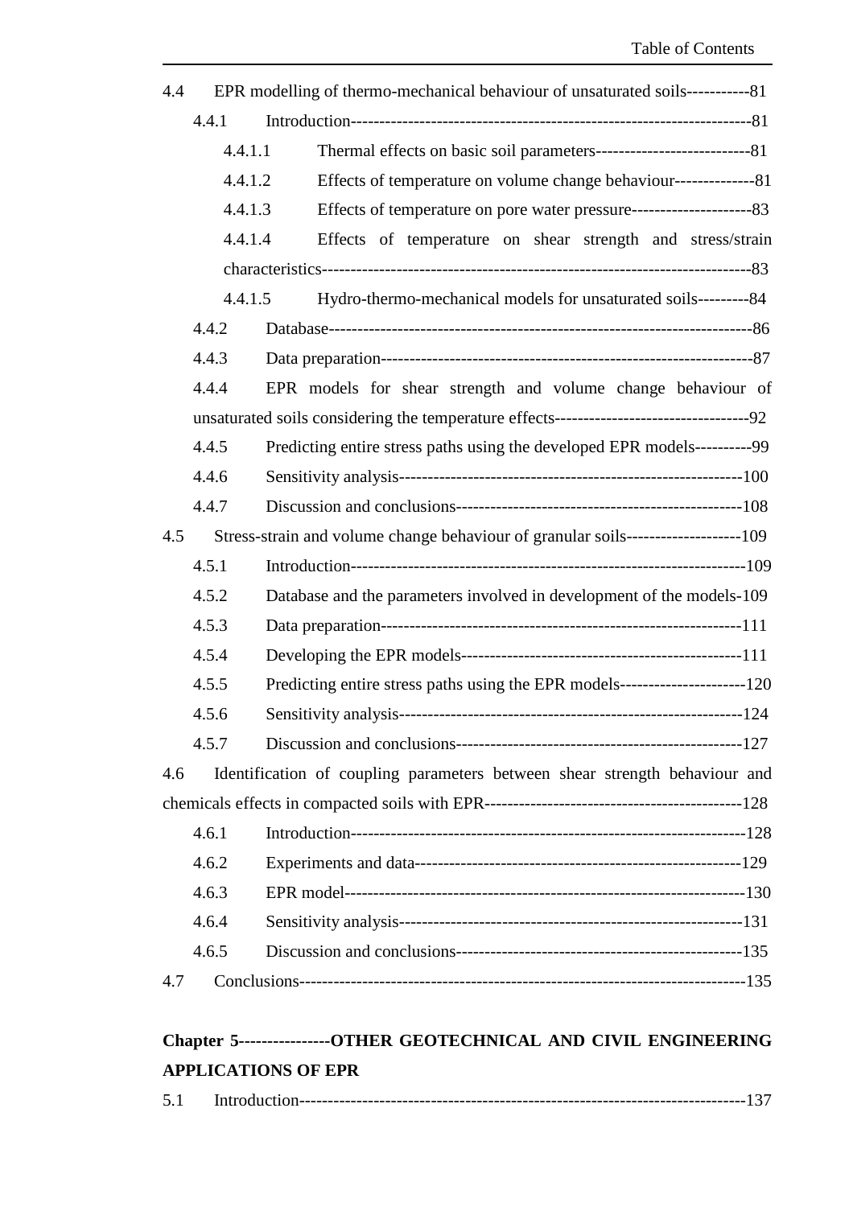4.4 EPR modelling of thermo-mechanical behaviour of unsaturated soils-----------81

4.4.1 Introduction----------------------------------------------------------------------81

4.4.1.1 Thermal effects on basic soil parameters---------------------------81

4.4.1.2 Effects of temperature on volume change behaviour--------------81

4.4.1.3 Effects of temperature on pore water pressure---------------------83

4.4.1.4 Effects of temperature on shear strength and stress/strain characteristics--------------------------------------------------------------------------83

4.4.1.5 Hydro-thermo-mechanical models for unsaturated soils---------84

4.4.2 Database--------------------------------------------------------------------------86

4.4.3 Data preparation------------------------------------------------------------------87

4.4.4 EPR models for shear strength and volume change behaviour of unsaturated soils considering the temperature effects----------------------------------92

4.4.5 Predicting entire stress paths using the developed EPR models----------99

4.4.6 Sensitivity analysis-------------------------------------------------------------100

4.4.7 Discussion and conclusions--------------------------------------------------108

4.5 Stress-strain and volume change behaviour of granular soils--------------------109

4.5.1 Introduction---------------------------------------------------------------------109

4.5.2 Database and the parameters involved in development of the models-109

4.5.3 Data preparation----------------------------------------------------------------111

4.5.4 Developing the EPR models-------------------------------------------------111

4.5.5 Predicting entire stress paths using the EPR models----------------------120

4.5.6 Sensitivity analysis-------------------------------------------------------------124

4.5.7 Discussion and conclusions--------------------------------------------------127

4.6 Identification of coupling parameters between shear strength behaviour and chemicals effects in compacted soils with EPR---------------------------------------------128

4.6.1 Introduction---------------------------------------------------------------------128

4.6.2 Experiments and data---------------------------------------------------------129

4.6.3 EPR model----------------------------------------------------------------------130

4.6.4 Sensitivity analysis-------------------------------------------------------------131

4.6.5 Discussion and conclusions--------------------------------------------------135

4.7 Conclusions----------------------------------------------------------------------------135

**Chapter 5----------------OTHER GEOTECHNICAL AND CIVIL ENGINEERING APPLICATIONS OF EPR**

5.1 Introduction----------------------------------------------------------------------------137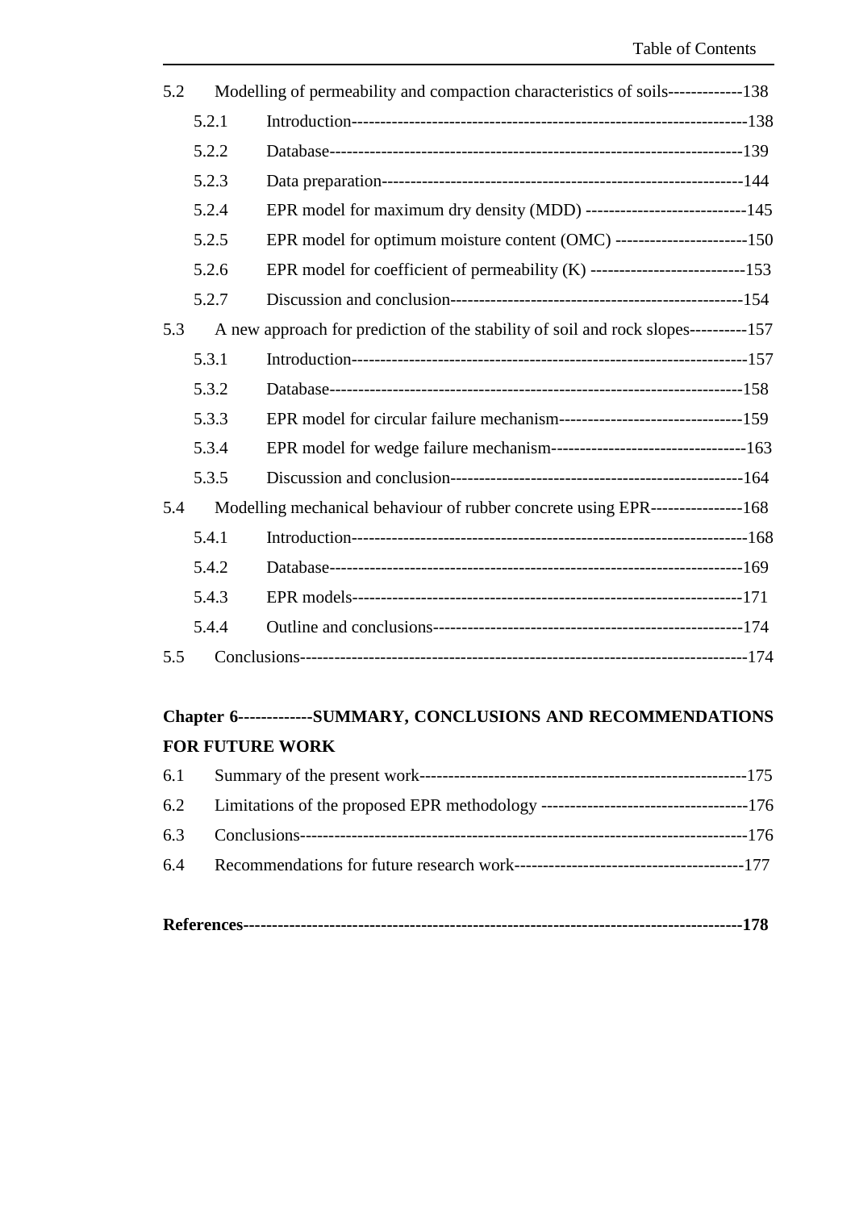5.2 Modelling of permeability and compaction characteristics of soils-------------138

- 5.2.1 Introduction---------------------------------------------------------------------138
- 5.2.2 Database-----------------------------------------------------------------------139
- 5.2.3 Data preparation--------------------------------------------------------------144
- 5.2.4 EPR model for maximum dry density (MDD) ----------------------------145
- 5.2.5 EPR model for optimum moisture content (OMC) -----------------------150
- 5.2.6 EPR model for coefficient of permeability (K) ---------------------------153
- 5.2.7 Discussion and conclusion---------------------------------------------------154

5.3 A new approach for prediction of the stability of soil and rock slopes----------157

- 5.3.1 Introduction---------------------------------------------------------------------157
- 5.3.2 Database-----------------------------------------------------------------------158
- 5.3.3 EPR model for circular failure mechanism--------------------------------159
- 5.3.4 EPR model for wedge failure mechanism----------------------------------163
- 5.3.5 Discussion and conclusion---------------------------------------------------164

5.4 Modelling mechanical behaviour of rubber concrete using EPR----------------168

- 5.4.1 Introduction---------------------------------------------------------------------168
- 5.4.2 Database-----------------------------------------------------------------------169
- 5.4.3 EPR models--------------------------------------------------------------------171
- 5.4.4 Outline and conclusions------------------------------------------------------174

5.5 Conclusions------------------------------------------------------------------------------174

**Chapter 6-------------SUMMARY, CONCLUSIONS AND RECOMMENDATIONS FOR FUTURE WORK**

6.1 Summary of the present work---------------------------------------------------------175

6.2 Limitations of the proposed EPR methodology ------------------------------------176

6.3 Conclusions------------------------------------------------------------------------------176

6.4 Recommendations for future research work----------------------------------------177

**References------------------------------------------------------------------------------------178**